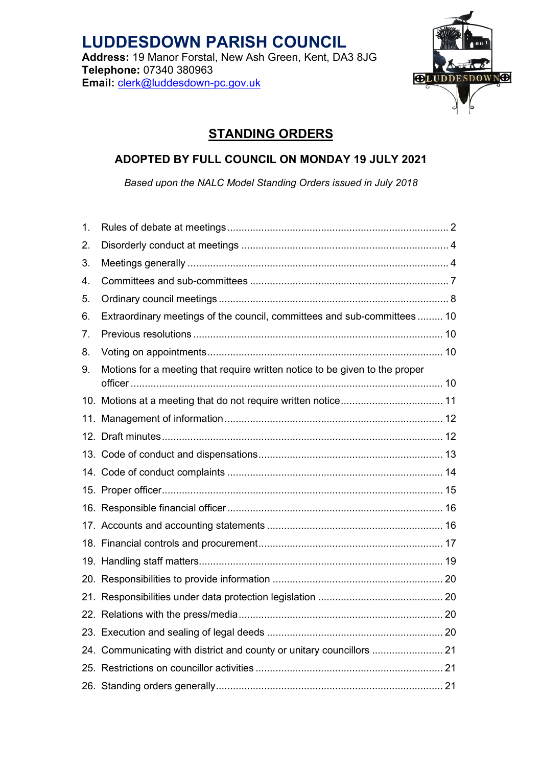# LUDDESDOWN PARISH COUNCIL

**Address:** 19 Manor Forstal, New Ash Green, Kent, DA3 8JG
**Telephone:** 07340 380963
**Email:** clerk@luddesdown-pc.gov.uk

## STANDING ORDERS

### ADOPTED BY FULL COUNCIL ON MONDAY 19 JULY 2021

*Based upon the NALC Model Standing Orders issued in July 2018*

1. Rules of debate at meetings ... 2
2. Disorderly conduct at meetings ... 4
3. Meetings generally ... 4
4. Committees and sub-committees ... 7
5. Ordinary council meetings ... 8
6. Extraordinary meetings of the council, committees and sub-committees ... 10
7. Previous resolutions ... 10
8. Voting on appointments ... 10
9. Motions for a meeting that require written notice to be given to the proper officer ... 10
10. Motions at a meeting that do not require written notice ... 11
11. Management of information ... 12
12. Draft minutes ... 12
13. Code of conduct and dispensations ... 13
14. Code of conduct complaints ... 14
15. Proper officer ... 15
16. Responsible financial officer ... 16
17. Accounts and accounting statements ... 16
18. Financial controls and procurement ... 17
19. Handling staff matters ... 19
20. Responsibilities to provide information ... 20
21. Responsibilities under data protection legislation ... 20
22. Relations with the press/media ... 20
23. Execution and sealing of legal deeds ... 20
24. Communicating with district and county or unitary councillors ... 21
25. Restrictions on councillor activities ... 21
26. Standing orders generally ... 21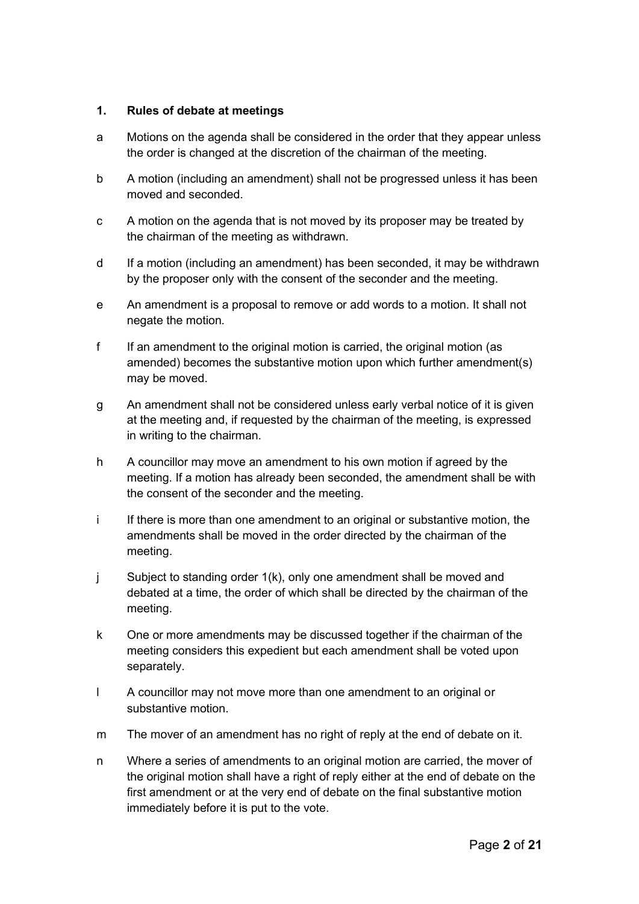## 1. Rules of debate at meetings

a Motions on the agenda shall be considered in the order that they appear unless the order is changed at the discretion of the chairman of the meeting.

b A motion (including an amendment) shall not be progressed unless it has been moved and seconded.

c A motion on the agenda that is not moved by its proposer may be treated by the chairman of the meeting as withdrawn.

d If a motion (including an amendment) has been seconded, it may be withdrawn by the proposer only with the consent of the seconder and the meeting.

e An amendment is a proposal to remove or add words to a motion. It shall not negate the motion.

f If an amendment to the original motion is carried, the original motion (as amended) becomes the substantive motion upon which further amendment(s) may be moved.

g An amendment shall not be considered unless early verbal notice of it is given at the meeting and, if requested by the chairman of the meeting, is expressed in writing to the chairman.

h A councillor may move an amendment to his own motion if agreed by the meeting. If a motion has already been seconded, the amendment shall be with the consent of the seconder and the meeting.

i If there is more than one amendment to an original or substantive motion, the amendments shall be moved in the order directed by the chairman of the meeting.

j Subject to standing order 1(k), only one amendment shall be moved and debated at a time, the order of which shall be directed by the chairman of the meeting.

k One or more amendments may be discussed together if the chairman of the meeting considers this expedient but each amendment shall be voted upon separately.

l A councillor may not move more than one amendment to an original or substantive motion.

m The mover of an amendment has no right of reply at the end of debate on it.

n Where a series of amendments to an original motion are carried, the mover of the original motion shall have a right of reply either at the end of debate on the first amendment or at the very end of debate on the final substantive motion immediately before it is put to the vote.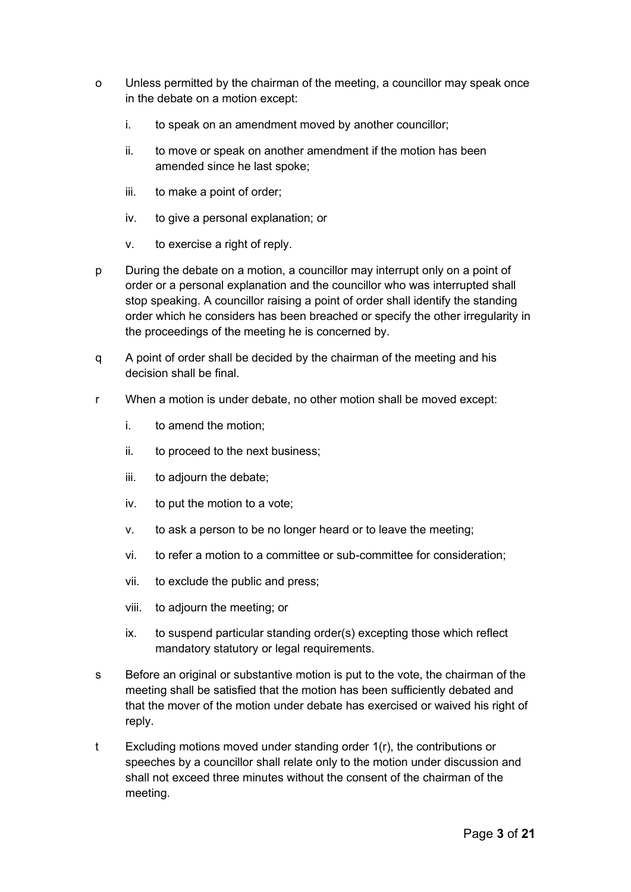o Unless permitted by the chairman of the meeting, a councillor may speak once in the debate on a motion except:

   i. to speak on an amendment moved by another councillor;

   ii. to move or speak on another amendment if the motion has been amended since he last spoke;

   iii. to make a point of order;

   iv. to give a personal explanation; or

   v. to exercise a right of reply.

p During the debate on a motion, a councillor may interrupt only on a point of order or a personal explanation and the councillor who was interrupted shall stop speaking. A councillor raising a point of order shall identify the standing order which he considers has been breached or specify the other irregularity in the proceedings of the meeting he is concerned by.

q A point of order shall be decided by the chairman of the meeting and his decision shall be final.

r When a motion is under debate, no other motion shall be moved except:

   i. to amend the motion;

   ii. to proceed to the next business;

   iii. to adjourn the debate;

   iv. to put the motion to a vote;

   v. to ask a person to be no longer heard or to leave the meeting;

   vi. to refer a motion to a committee or sub-committee for consideration;

   vii. to exclude the public and press;

   viii. to adjourn the meeting; or

   ix. to suspend particular standing order(s) excepting those which reflect mandatory statutory or legal requirements.

s Before an original or substantive motion is put to the vote, the chairman of the meeting shall be satisfied that the motion has been sufficiently debated and that the mover of the motion under debate has exercised or waived his right of reply.

t Excluding motions moved under standing order 1(r), the contributions or speeches by a councillor shall relate only to the motion under discussion and shall not exceed three minutes without the consent of the chairman of the meeting.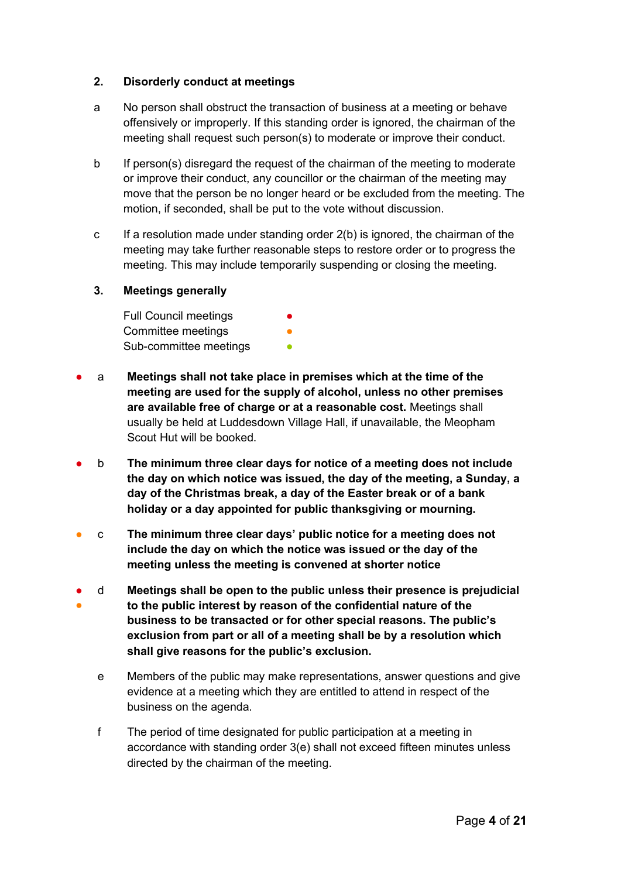### 2. Disorderly conduct at meetings

a No person shall obstruct the transaction of business at a meeting or behave offensively or improperly. If this standing order is ignored, the chairman of the meeting shall request such person(s) to moderate or improve their conduct.

b If person(s) disregard the request of the chairman of the meeting to moderate or improve their conduct, any councillor or the chairman of the meeting may move that the person be no longer heard or be excluded from the meeting. The motion, if seconded, shall be put to the vote without discussion.

c If a resolution made under standing order 2(b) is ignored, the chairman of the meeting may take further reasonable steps to restore order or to progress the meeting. This may include temporarily suspending or closing the meeting.

### 3. Meetings generally

Full Council meetings ● (red)
Committee meetings ● (orange)
Sub-committee meetings ● (green)

● (red) a **Meetings shall not take place in premises which at the time of the meeting are used for the supply of alcohol, unless no other premises are available free of charge or at a reasonable cost.** Meetings shall usually be held at Luddesdown Village Hall, if unavailable, the Meopham Scout Hut will be booked.

● (red) b **The minimum three clear days for notice of a meeting does not include the day on which notice was issued, the day of the meeting, a Sunday, a day of the Christmas break, a day of the Easter break or of a bank holiday or a day appointed for public thanksgiving or mourning.**

● (orange) c **The minimum three clear days' public notice for a meeting does not include the day on which the notice was issued or the day of the meeting unless the meeting is convened at shorter notice**

● (red) ● (orange) d **Meetings shall be open to the public unless their presence is prejudicial to the public interest by reason of the confidential nature of the business to be transacted or for other special reasons. The public's exclusion from part or all of a meeting shall be by a resolution which shall give reasons for the public's exclusion.**

e Members of the public may make representations, answer questions and give evidence at a meeting which they are entitled to attend in respect of the business on the agenda.

f The period of time designated for public participation at a meeting in accordance with standing order 3(e) shall not exceed fifteen minutes unless directed by the chairman of the meeting.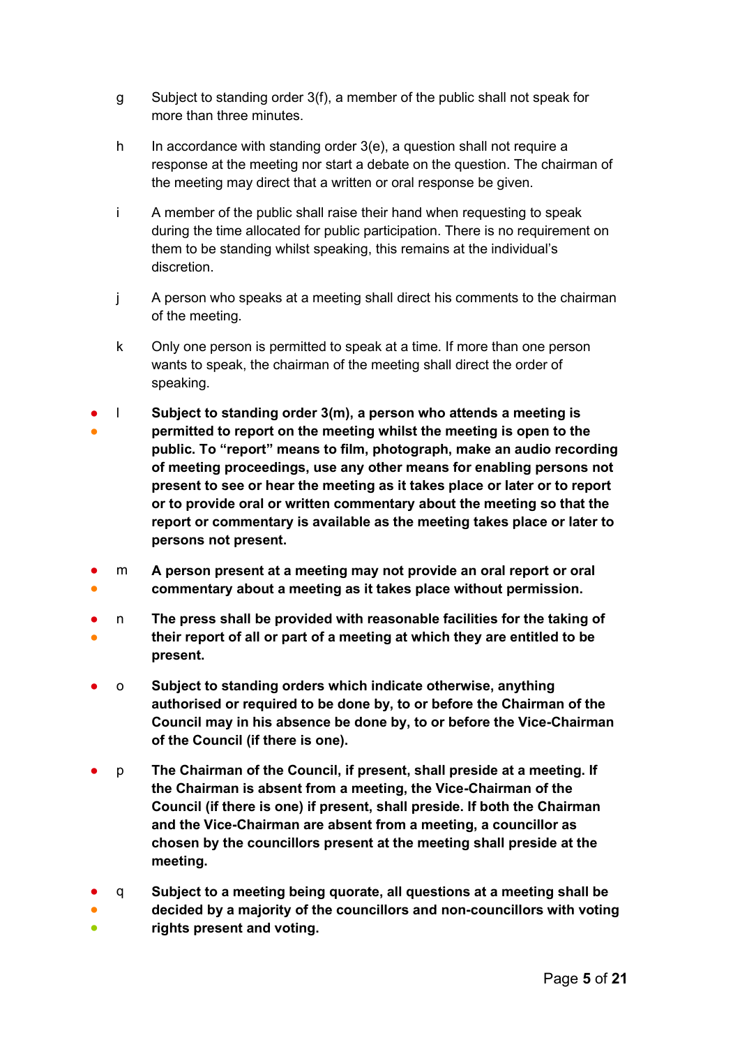g Subject to standing order 3(f), a member of the public shall not speak for more than three minutes.

h In accordance with standing order 3(e), a question shall not require a response at the meeting nor start a debate on the question. The chairman of the meeting may direct that a written or oral response be given.

i A member of the public shall raise their hand when requesting to speak during the time allocated for public participation. There is no requirement on them to be standing whilst speaking, this remains at the individual's discretion.

j A person who speaks at a meeting shall direct his comments to the chairman of the meeting.

k Only one person is permitted to speak at a time. If more than one person wants to speak, the chairman of the meeting shall direct the order of speaking.

● ● l **Subject to standing order 3(m), a person who attends a meeting is permitted to report on the meeting whilst the meeting is open to the public. To "report" means to film, photograph, make an audio recording of meeting proceedings, use any other means for enabling persons not present to see or hear the meeting as it takes place or later or to report or to provide oral or written commentary about the meeting so that the report or commentary is available as the meeting takes place or later to persons not present.**

● ● m **A person present at a meeting may not provide an oral report or oral commentary about a meeting as it takes place without permission.**

● ● n **The press shall be provided with reasonable facilities for the taking of their report of all or part of a meeting at which they are entitled to be present.**

● o **Subject to standing orders which indicate otherwise, anything authorised or required to be done by, to or before the Chairman of the Council may in his absence be done by, to or before the Vice-Chairman of the Council (if there is one).**

● p **The Chairman of the Council, if present, shall preside at a meeting. If the Chairman is absent from a meeting, the Vice-Chairman of the Council (if there is one) if present, shall preside. If both the Chairman and the Vice-Chairman are absent from a meeting, a councillor as chosen by the councillors present at the meeting shall preside at the meeting.**

● ● ● q **Subject to a meeting being quorate, all questions at a meeting shall be decided by a majority of the councillors and non-councillors with voting rights present and voting.**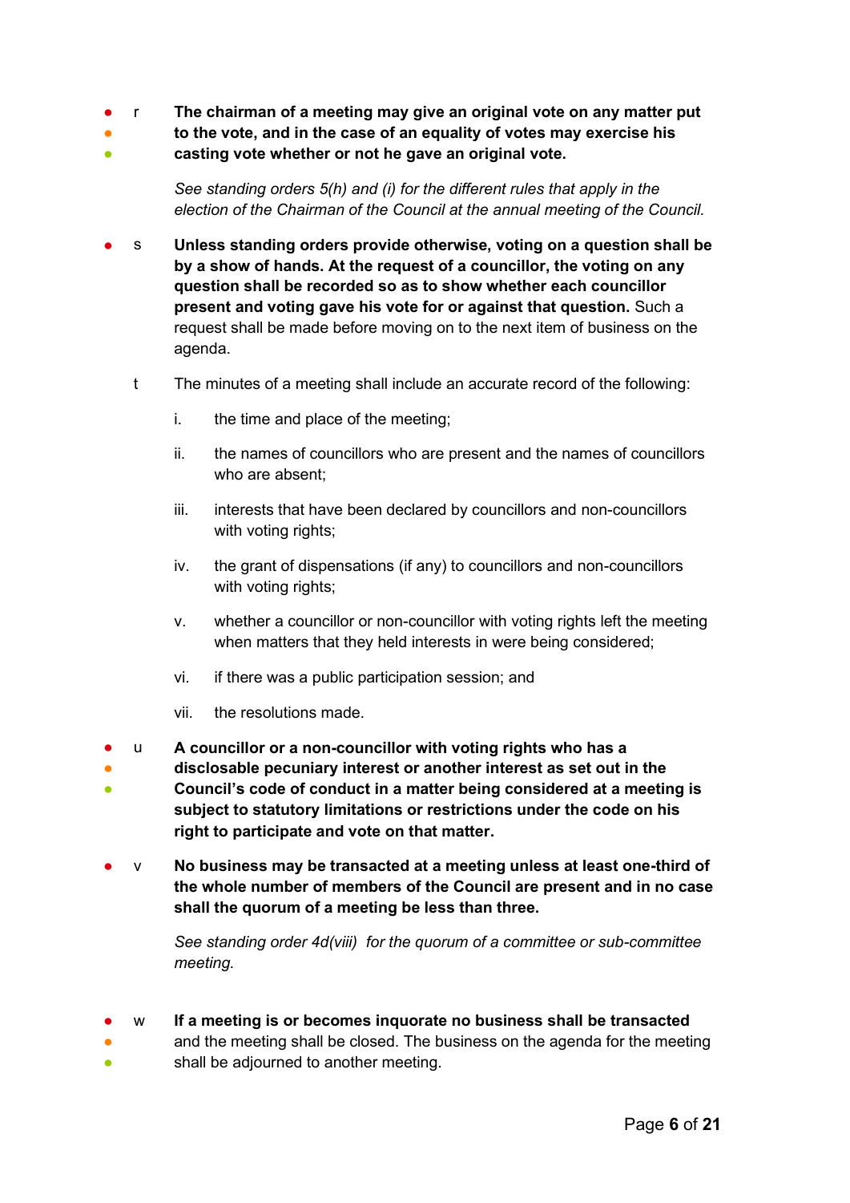- ● ● ● r **The chairman of a meeting may give an original vote on any matter put to the vote, and in the case of an equality of votes may exercise his casting vote whether or not he gave an original vote.**

  *See standing orders 5(h) and (i) for the different rules that apply in the election of the Chairman of the Council at the annual meeting of the Council.*

- ● s **Unless standing orders provide otherwise, voting on a question shall be by a show of hands. At the request of a councillor, the voting on any question shall be recorded so as to show whether each councillor present and voting gave his vote for or against that question.** Such a request shall be made before moving on to the next item of business on the agenda.

- t The minutes of a meeting shall include an accurate record of the following:

  i. the time and place of the meeting;

  ii. the names of councillors who are present and the names of councillors who are absent;

  iii. interests that have been declared by councillors and non-councillors with voting rights;

  iv. the grant of dispensations (if any) to councillors and non-councillors with voting rights;

  v. whether a councillor or non-councillor with voting rights left the meeting when matters that they held interests in were being considered;

  vi. if there was a public participation session; and

  vii. the resolutions made.

- ● ● ● u **A councillor or a non-councillor with voting rights who has a disclosable pecuniary interest or another interest as set out in the Council's code of conduct in a matter being considered at a meeting is subject to statutory limitations or restrictions under the code on his right to participate and vote on that matter.**

- ● v **No business may be transacted at a meeting unless at least one-third of the whole number of members of the Council are present and in no case shall the quorum of a meeting be less than three.**

  *See standing order 4d(viii) for the quorum of a committee or sub-committee meeting.*

- ● ● ● w **If a meeting is or becomes inquorate no business shall be transacted** and the meeting shall be closed. The business on the agenda for the meeting shall be adjourned to another meeting.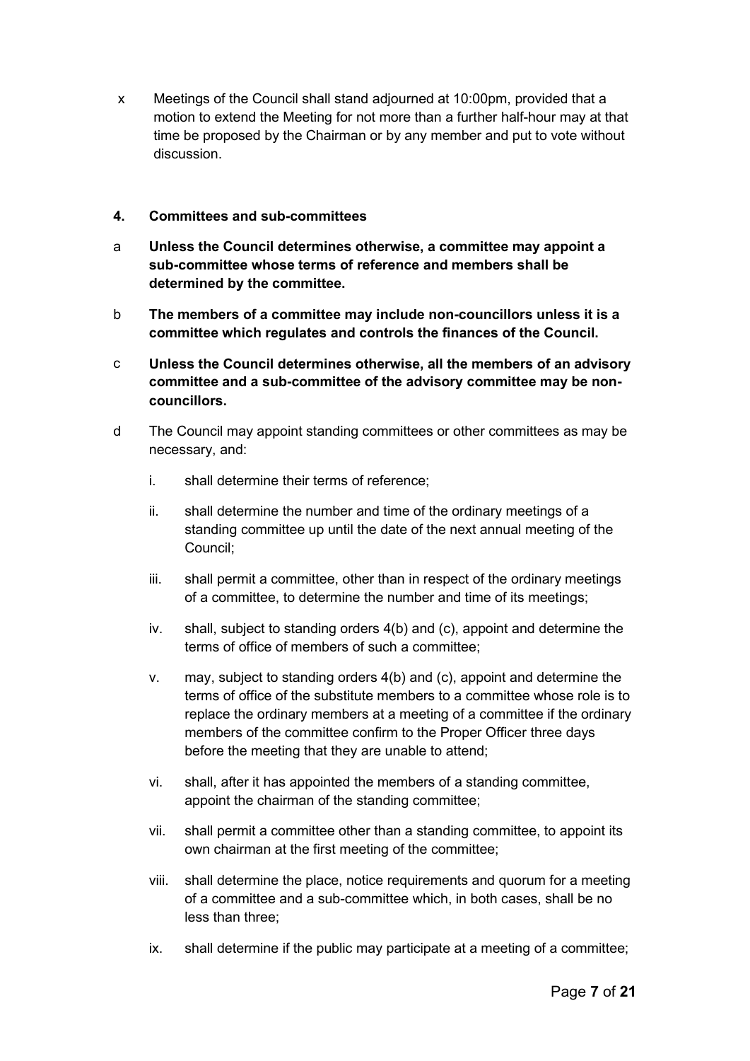x Meetings of the Council shall stand adjourned at 10:00pm, provided that a motion to extend the Meeting for not more than a further half-hour may at that time be proposed by the Chairman or by any member and put to vote without discussion.

## 4. Committees and sub-committees

a **Unless the Council determines otherwise, a committee may appoint a sub-committee whose terms of reference and members shall be determined by the committee.**

b **The members of a committee may include non-councillors unless it is a committee which regulates and controls the finances of the Council.**

c **Unless the Council determines otherwise, all the members of an advisory committee and a sub-committee of the advisory committee may be non-councillors.**

d The Council may appoint standing committees or other committees as may be necessary, and:

i. shall determine their terms of reference;

ii. shall determine the number and time of the ordinary meetings of a standing committee up until the date of the next annual meeting of the Council;

iii. shall permit a committee, other than in respect of the ordinary meetings of a committee, to determine the number and time of its meetings;

iv. shall, subject to standing orders 4(b) and (c), appoint and determine the terms of office of members of such a committee;

v. may, subject to standing orders 4(b) and (c), appoint and determine the terms of office of the substitute members to a committee whose role is to replace the ordinary members at a meeting of a committee if the ordinary members of the committee confirm to the Proper Officer three days before the meeting that they are unable to attend;

vi. shall, after it has appointed the members of a standing committee, appoint the chairman of the standing committee;

vii. shall permit a committee other than a standing committee, to appoint its own chairman at the first meeting of the committee;

viii. shall determine the place, notice requirements and quorum for a meeting of a committee and a sub-committee which, in both cases, shall be no less than three;

ix. shall determine if the public may participate at a meeting of a committee;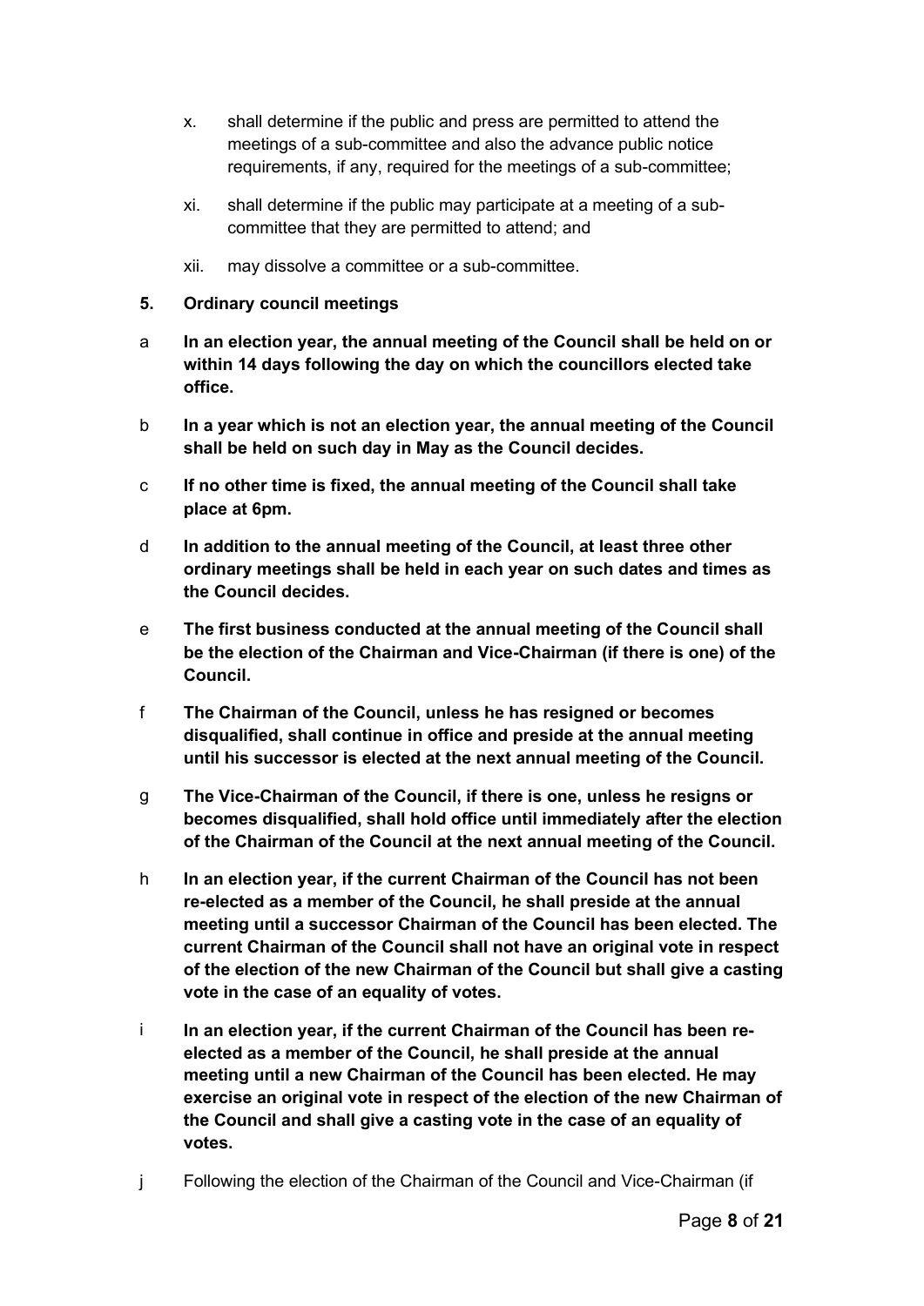x. shall determine if the public and press are permitted to attend the meetings of a sub-committee and also the advance public notice requirements, if any, required for the meetings of a sub-committee;

xi. shall determine if the public may participate at a meeting of a sub-committee that they are permitted to attend; and

xii. may dissolve a committee or a sub-committee.

## 5. Ordinary council meetings

a **In an election year, the annual meeting of the Council shall be held on or within 14 days following the day on which the councillors elected take office.**

b **In a year which is not an election year, the annual meeting of the Council shall be held on such day in May as the Council decides.**

c **If no other time is fixed, the annual meeting of the Council shall take place at 6pm.**

d **In addition to the annual meeting of the Council, at least three other ordinary meetings shall be held in each year on such dates and times as the Council decides.**

e **The first business conducted at the annual meeting of the Council shall be the election of the Chairman and Vice-Chairman (if there is one) of the Council.**

f **The Chairman of the Council, unless he has resigned or becomes disqualified, shall continue in office and preside at the annual meeting until his successor is elected at the next annual meeting of the Council.**

g **The Vice-Chairman of the Council, if there is one, unless he resigns or becomes disqualified, shall hold office until immediately after the election of the Chairman of the Council at the next annual meeting of the Council.**

h **In an election year, if the current Chairman of the Council has not been re-elected as a member of the Council, he shall preside at the annual meeting until a successor Chairman of the Council has been elected. The current Chairman of the Council shall not have an original vote in respect of the election of the new Chairman of the Council but shall give a casting vote in the case of an equality of votes.**

i **In an election year, if the current Chairman of the Council has been re-elected as a member of the Council, he shall preside at the annual meeting until a new Chairman of the Council has been elected. He may exercise an original vote in respect of the election of the new Chairman of the Council and shall give a casting vote in the case of an equality of votes.**

j Following the election of the Chairman of the Council and Vice-Chairman (if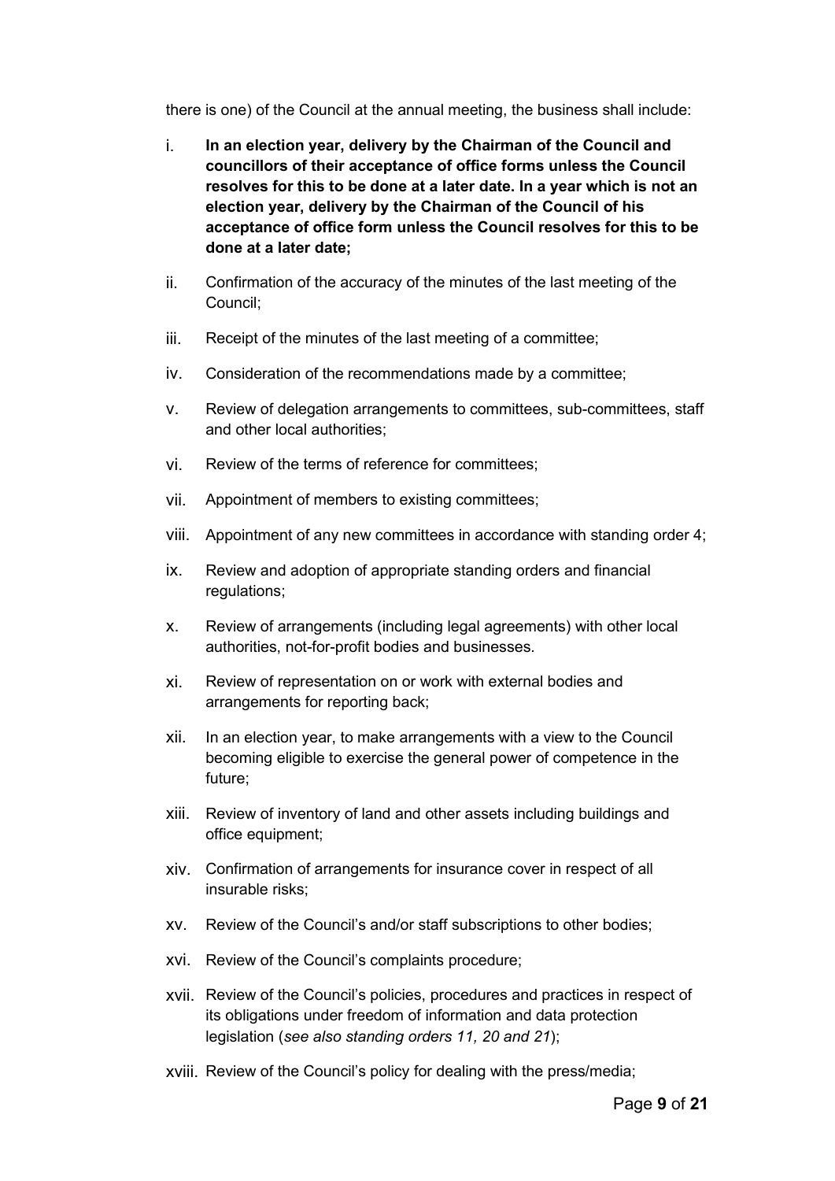there is one) of the Council at the annual meeting, the business shall include:

i. **In an election year, delivery by the Chairman of the Council and councillors of their acceptance of office forms unless the Council resolves for this to be done at a later date. In a year which is not an election year, delivery by the Chairman of the Council of his acceptance of office form unless the Council resolves for this to be done at a later date;**

ii. Confirmation of the accuracy of the minutes of the last meeting of the Council;

iii. Receipt of the minutes of the last meeting of a committee;

iv. Consideration of the recommendations made by a committee;

v. Review of delegation arrangements to committees, sub-committees, staff and other local authorities;

vi. Review of the terms of reference for committees;

vii. Appointment of members to existing committees;

viii. Appointment of any new committees in accordance with standing order 4;

ix. Review and adoption of appropriate standing orders and financial regulations;

x. Review of arrangements (including legal agreements) with other local authorities, not-for-profit bodies and businesses.

xi. Review of representation on or work with external bodies and arrangements for reporting back;

xii. In an election year, to make arrangements with a view to the Council becoming eligible to exercise the general power of competence in the future;

xiii. Review of inventory of land and other assets including buildings and office equipment;

xiv. Confirmation of arrangements for insurance cover in respect of all insurable risks;

xv. Review of the Council's and/or staff subscriptions to other bodies;

xvi. Review of the Council's complaints procedure;

xvii. Review of the Council's policies, procedures and practices in respect of its obligations under freedom of information and data protection legislation (*see also standing orders 11, 20 and 21*);

xviii. Review of the Council's policy for dealing with the press/media;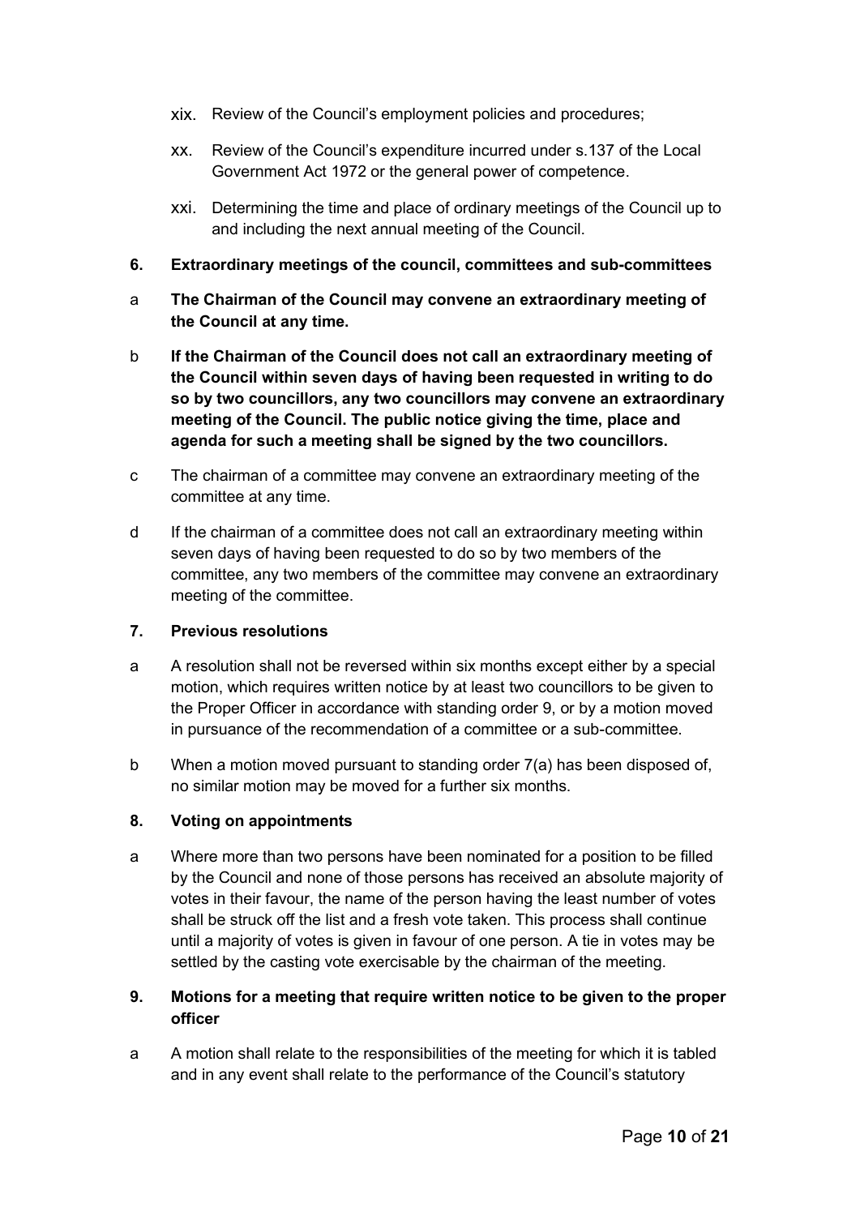xix. Review of the Council's employment policies and procedures;

xx. Review of the Council's expenditure incurred under s.137 of the Local Government Act 1972 or the general power of competence.

xxi. Determining the time and place of ordinary meetings of the Council up to and including the next annual meeting of the Council.

## 6. Extraordinary meetings of the council, committees and sub-committees

a **The Chairman of the Council may convene an extraordinary meeting of the Council at any time.**

b **If the Chairman of the Council does not call an extraordinary meeting of the Council within seven days of having been requested in writing to do so by two councillors, any two councillors may convene an extraordinary meeting of the Council. The public notice giving the time, place and agenda for such a meeting shall be signed by the two councillors.**

c The chairman of a committee may convene an extraordinary meeting of the committee at any time.

d If the chairman of a committee does not call an extraordinary meeting within seven days of having been requested to do so by two members of the committee, any two members of the committee may convene an extraordinary meeting of the committee.

## 7. Previous resolutions

a A resolution shall not be reversed within six months except either by a special motion, which requires written notice by at least two councillors to be given to the Proper Officer in accordance with standing order 9, or by a motion moved in pursuance of the recommendation of a committee or a sub-committee.

b When a motion moved pursuant to standing order 7(a) has been disposed of, no similar motion may be moved for a further six months.

## 8. Voting on appointments

a Where more than two persons have been nominated for a position to be filled by the Council and none of those persons has received an absolute majority of votes in their favour, the name of the person having the least number of votes shall be struck off the list and a fresh vote taken. This process shall continue until a majority of votes is given in favour of one person. A tie in votes may be settled by the casting vote exercisable by the chairman of the meeting.

## 9. Motions for a meeting that require written notice to be given to the proper officer

a A motion shall relate to the responsibilities of the meeting for which it is tabled and in any event shall relate to the performance of the Council's statutory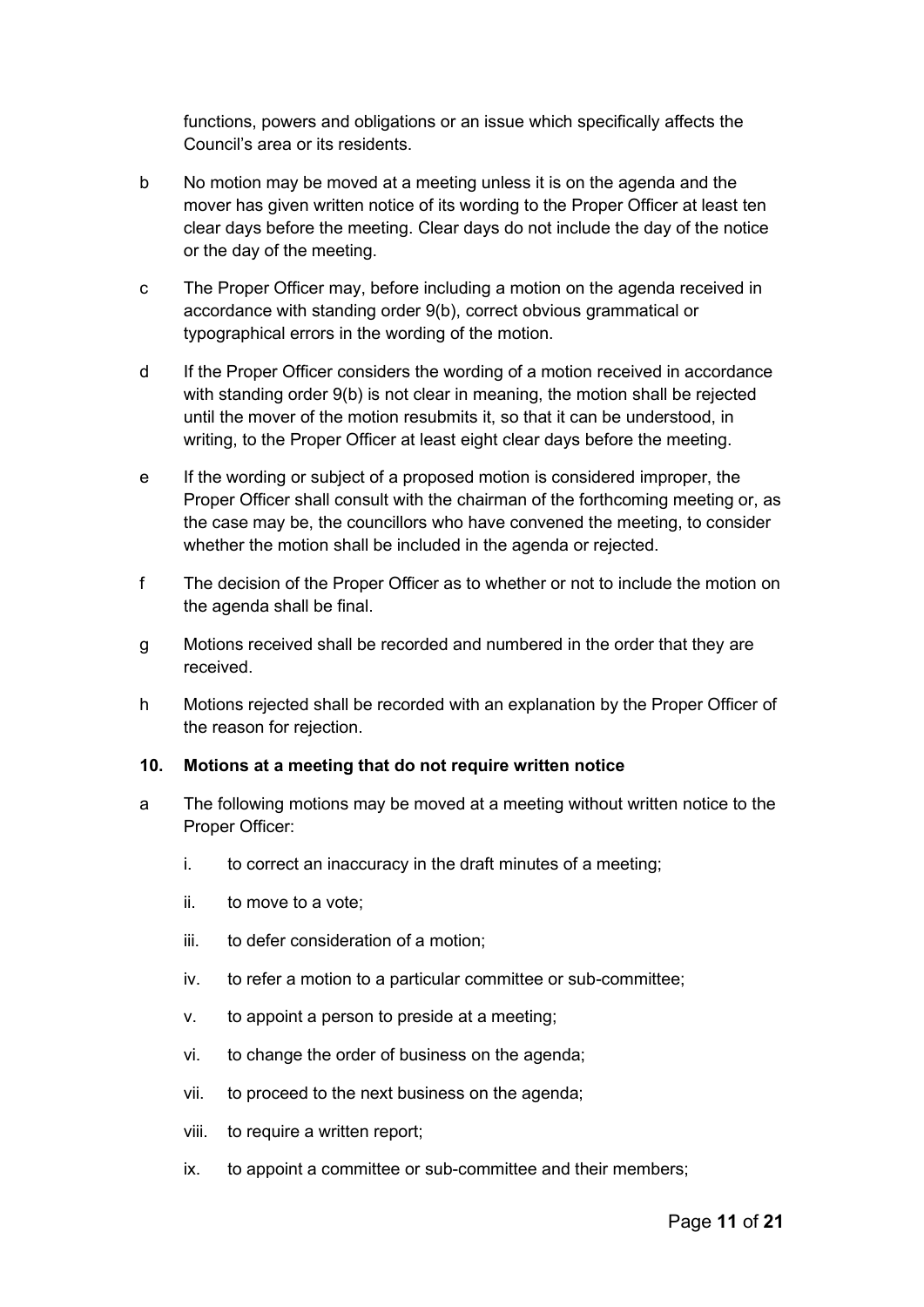functions, powers and obligations or an issue which specifically affects the Council's area or its residents.

b No motion may be moved at a meeting unless it is on the agenda and the mover has given written notice of its wording to the Proper Officer at least ten clear days before the meeting. Clear days do not include the day of the notice or the day of the meeting.

c The Proper Officer may, before including a motion on the agenda received in accordance with standing order 9(b), correct obvious grammatical or typographical errors in the wording of the motion.

d If the Proper Officer considers the wording of a motion received in accordance with standing order 9(b) is not clear in meaning, the motion shall be rejected until the mover of the motion resubmits it, so that it can be understood, in writing, to the Proper Officer at least eight clear days before the meeting.

e If the wording or subject of a proposed motion is considered improper, the Proper Officer shall consult with the chairman of the forthcoming meeting or, as the case may be, the councillors who have convened the meeting, to consider whether the motion shall be included in the agenda or rejected.

f The decision of the Proper Officer as to whether or not to include the motion on the agenda shall be final.

g Motions received shall be recorded and numbered in the order that they are received.

h Motions rejected shall be recorded with an explanation by the Proper Officer of the reason for rejection.

**10. Motions at a meeting that do not require written notice**

a The following motions may be moved at a meeting without written notice to the Proper Officer:

i. to correct an inaccuracy in the draft minutes of a meeting;

ii. to move to a vote;

iii. to defer consideration of a motion;

iv. to refer a motion to a particular committee or sub-committee;

v. to appoint a person to preside at a meeting;

vi. to change the order of business on the agenda;

vii. to proceed to the next business on the agenda;

viii. to require a written report;

ix. to appoint a committee or sub-committee and their members;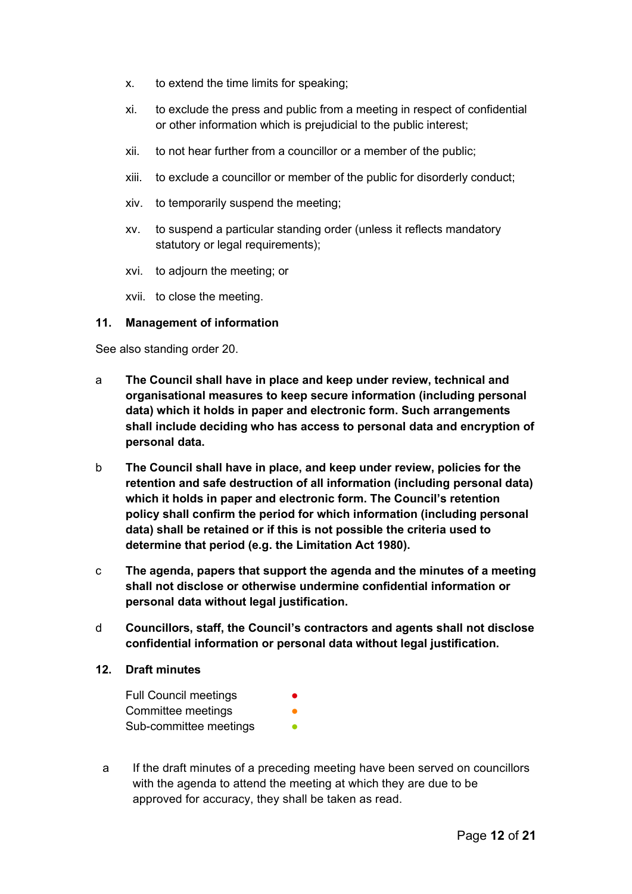x. to extend the time limits for speaking;

xi. to exclude the press and public from a meeting in respect of confidential or other information which is prejudicial to the public interest;

xii. to not hear further from a councillor or a member of the public;

xiii. to exclude a councillor or member of the public for disorderly conduct;

xiv. to temporarily suspend the meeting;

xv. to suspend a particular standing order (unless it reflects mandatory statutory or legal requirements);

xvi. to adjourn the meeting; or

xvii. to close the meeting.

## 11. Management of information

See also standing order 20.

a **The Council shall have in place and keep under review, technical and organisational measures to keep secure information (including personal data) which it holds in paper and electronic form. Such arrangements shall include deciding who has access to personal data and encryption of personal data.**

b **The Council shall have in place, and keep under review, policies for the retention and safe destruction of all information (including personal data) which it holds in paper and electronic form. The Council's retention policy shall confirm the period for which information (including personal data) shall be retained or if this is not possible the criteria used to determine that period (e.g. the Limitation Act 1980).**

c **The agenda, papers that support the agenda and the minutes of a meeting shall not disclose or otherwise undermine confidential information or personal data without legal justification.**

d **Councillors, staff, the Council's contractors and agents shall not disclose confidential information or personal data without legal justification.**

## 12. Draft minutes

Full Council meetings ●
Committee meetings ●
Sub-committee meetings ●

a If the draft minutes of a preceding meeting have been served on councillors with the agenda to attend the meeting at which they are due to be approved for accuracy, they shall be taken as read.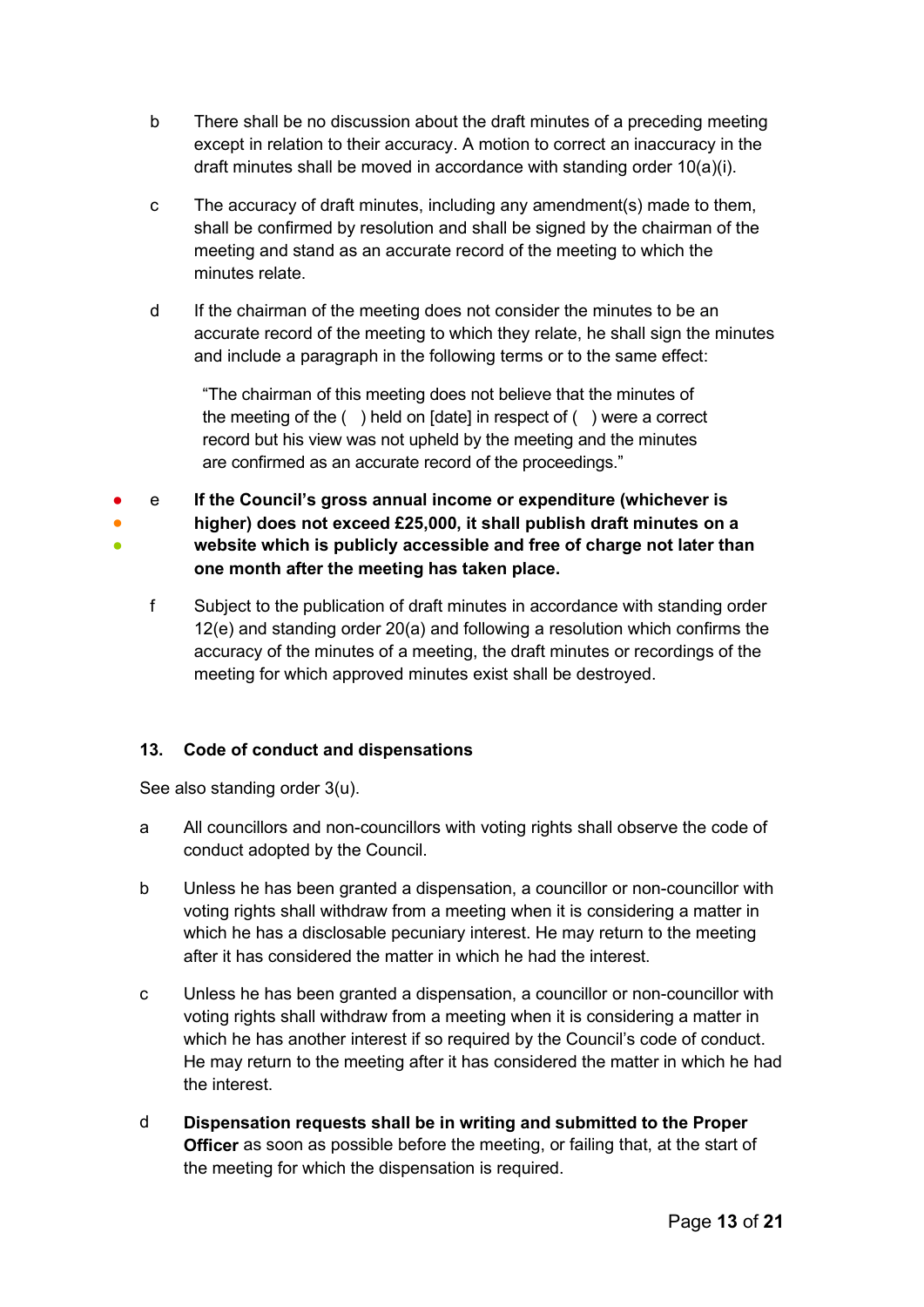b There shall be no discussion about the draft minutes of a preceding meeting except in relation to their accuracy. A motion to correct an inaccuracy in the draft minutes shall be moved in accordance with standing order 10(a)(i).

c The accuracy of draft minutes, including any amendment(s) made to them, shall be confirmed by resolution and shall be signed by the chairman of the meeting and stand as an accurate record of the meeting to which the minutes relate.

d If the chairman of the meeting does not consider the minutes to be an accurate record of the meeting to which they relate, he shall sign the minutes and include a paragraph in the following terms or to the same effect:

> "The chairman of this meeting does not believe that the minutes of the meeting of the ( ) held on [date] in respect of ( ) were a correct record but his view was not upheld by the meeting and the minutes are confirmed as an accurate record of the proceedings."

● ● ● e **If the Council's gross annual income or expenditure (whichever is higher) does not exceed £25,000, it shall publish draft minutes on a website which is publicly accessible and free of charge not later than one month after the meeting has taken place.**

f Subject to the publication of draft minutes in accordance with standing order 12(e) and standing order 20(a) and following a resolution which confirms the accuracy of the minutes of a meeting, the draft minutes or recordings of the meeting for which approved minutes exist shall be destroyed.

### 13. Code of conduct and dispensations

See also standing order 3(u).

a All councillors and non-councillors with voting rights shall observe the code of conduct adopted by the Council.

b Unless he has been granted a dispensation, a councillor or non-councillor with voting rights shall withdraw from a meeting when it is considering a matter in which he has a disclosable pecuniary interest. He may return to the meeting after it has considered the matter in which he had the interest.

c Unless he has been granted a dispensation, a councillor or non-councillor with voting rights shall withdraw from a meeting when it is considering a matter in which he has another interest if so required by the Council's code of conduct. He may return to the meeting after it has considered the matter in which he had the interest.

d **Dispensation requests shall be in writing and submitted to the Proper Officer** as soon as possible before the meeting, or failing that, at the start of the meeting for which the dispensation is required.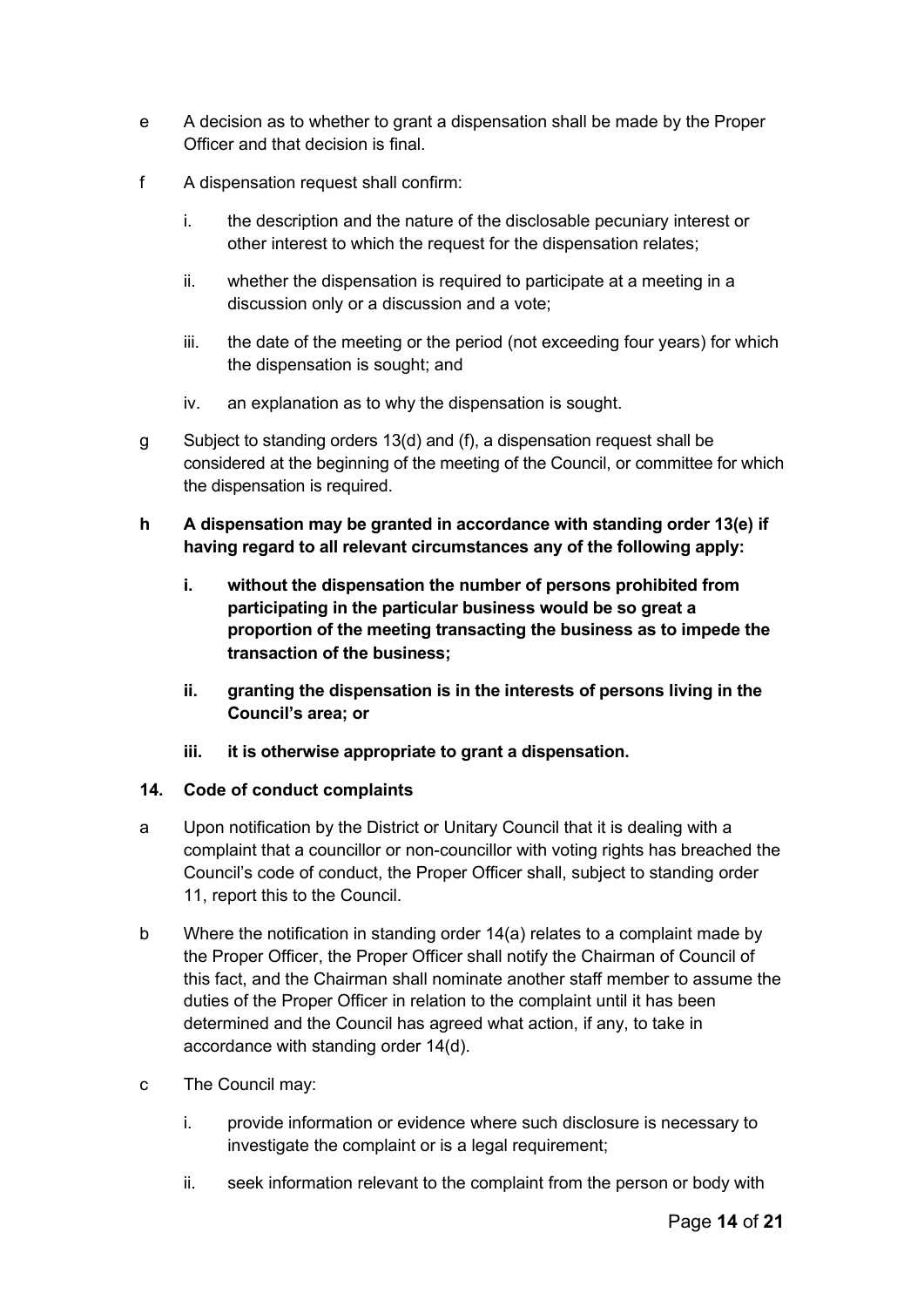e A decision as to whether to grant a dispensation shall be made by the Proper Officer and that decision is final.

f A dispensation request shall confirm:

i. the description and the nature of the disclosable pecuniary interest or other interest to which the request for the dispensation relates;

ii. whether the dispensation is required to participate at a meeting in a discussion only or a discussion and a vote;

iii. the date of the meeting or the period (not exceeding four years) for which the dispensation is sought; and

iv. an explanation as to why the dispensation is sought.

g Subject to standing orders 13(d) and (f), a dispensation request shall be considered at the beginning of the meeting of the Council, or committee for which the dispensation is required.

**h A dispensation may be granted in accordance with standing order 13(e) if having regard to all relevant circumstances any of the following apply:**

**i. without the dispensation the number of persons prohibited from participating in the particular business would be so great a proportion of the meeting transacting the business as to impede the transaction of the business;**

**ii. granting the dispensation is in the interests of persons living in the Council's area; or**

**iii. it is otherwise appropriate to grant a dispensation.**

### 14. Code of conduct complaints

a Upon notification by the District or Unitary Council that it is dealing with a complaint that a councillor or non-councillor with voting rights has breached the Council's code of conduct, the Proper Officer shall, subject to standing order 11, report this to the Council.

b Where the notification in standing order 14(a) relates to a complaint made by the Proper Officer, the Proper Officer shall notify the Chairman of Council of this fact, and the Chairman shall nominate another staff member to assume the duties of the Proper Officer in relation to the complaint until it has been determined and the Council has agreed what action, if any, to take in accordance with standing order 14(d).

c The Council may:

i. provide information or evidence where such disclosure is necessary to investigate the complaint or is a legal requirement;

ii. seek information relevant to the complaint from the person or body with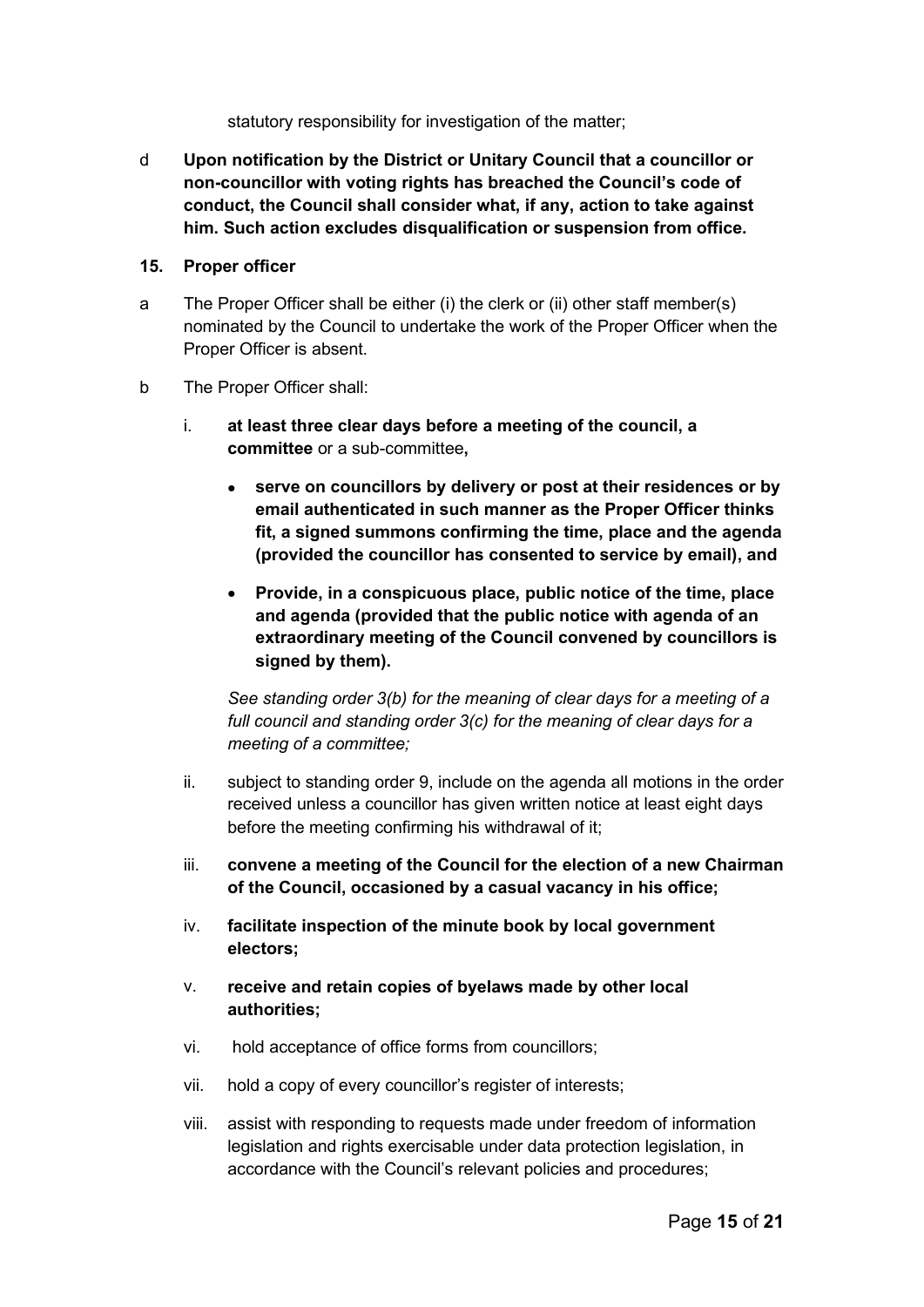statutory responsibility for investigation of the matter;

d **Upon notification by the District or Unitary Council that a councillor or non-councillor with voting rights has breached the Council's code of conduct, the Council shall consider what, if any, action to take against him. Such action excludes disqualification or suspension from office.**

**15. Proper officer**

a The Proper Officer shall be either (i) the clerk or (ii) other staff member(s) nominated by the Council to undertake the work of the Proper Officer when the Proper Officer is absent.

b The Proper Officer shall:

i. **at least three clear days before a meeting of the council, a committee** or a sub-committee**,**

- **serve on councillors by delivery or post at their residences or by email authenticated in such manner as the Proper Officer thinks fit, a signed summons confirming the time, place and the agenda (provided the councillor has consented to service by email), and**
- **Provide, in a conspicuous place, public notice of the time, place and agenda (provided that the public notice with agenda of an extraordinary meeting of the Council convened by councillors is signed by them).**

*See standing order 3(b) for the meaning of clear days for a meeting of a full council and standing order 3(c) for the meaning of clear days for a meeting of a committee;*

ii. subject to standing order 9, include on the agenda all motions in the order received unless a councillor has given written notice at least eight days before the meeting confirming his withdrawal of it;

iii. **convene a meeting of the Council for the election of a new Chairman of the Council, occasioned by a casual vacancy in his office;**

iv. **facilitate inspection of the minute book by local government electors;**

v. **receive and retain copies of byelaws made by other local authorities;**

vi. hold acceptance of office forms from councillors;

vii. hold a copy of every councillor's register of interests;

viii. assist with responding to requests made under freedom of information legislation and rights exercisable under data protection legislation, in accordance with the Council's relevant policies and procedures;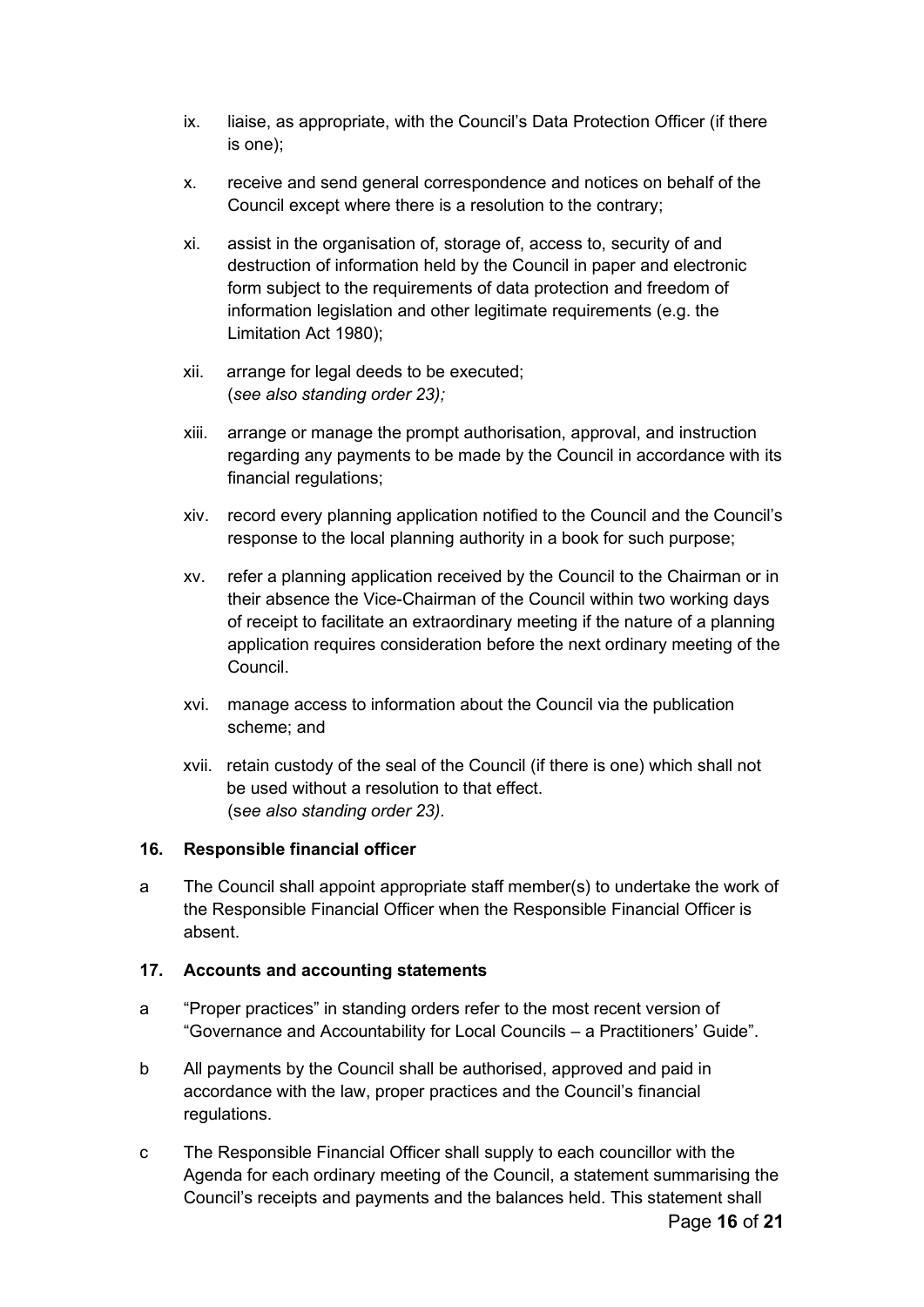ix. liaise, as appropriate, with the Council's Data Protection Officer (if there is one);

x. receive and send general correspondence and notices on behalf of the Council except where there is a resolution to the contrary;

xi. assist in the organisation of, storage of, access to, security of and destruction of information held by the Council in paper and electronic form subject to the requirements of data protection and freedom of information legislation and other legitimate requirements (e.g. the Limitation Act 1980);

xii. arrange for legal deeds to be executed;
(*see also standing order 23);*

xiii. arrange or manage the prompt authorisation, approval, and instruction regarding any payments to be made by the Council in accordance with its financial regulations;

xiv. record every planning application notified to the Council and the Council's response to the local planning authority in a book for such purpose;

xv. refer a planning application received by the Council to the Chairman or in their absence the Vice-Chairman of the Council within two working days of receipt to facilitate an extraordinary meeting if the nature of a planning application requires consideration before the next ordinary meeting of the Council.

xvi. manage access to information about the Council via the publication scheme; and

xvii. retain custody of the seal of the Council (if there is one) which shall not be used without a resolution to that effect.
(s*ee also standing order 23).*

**16. Responsible financial officer**

a The Council shall appoint appropriate staff member(s) to undertake the work of the Responsible Financial Officer when the Responsible Financial Officer is absent.

**17. Accounts and accounting statements**

a "Proper practices" in standing orders refer to the most recent version of "Governance and Accountability for Local Councils – a Practitioners' Guide".

b All payments by the Council shall be authorised, approved and paid in accordance with the law, proper practices and the Council's financial regulations.

c The Responsible Financial Officer shall supply to each councillor with the Agenda for each ordinary meeting of the Council, a statement summarising the Council's receipts and payments and the balances held. This statement shall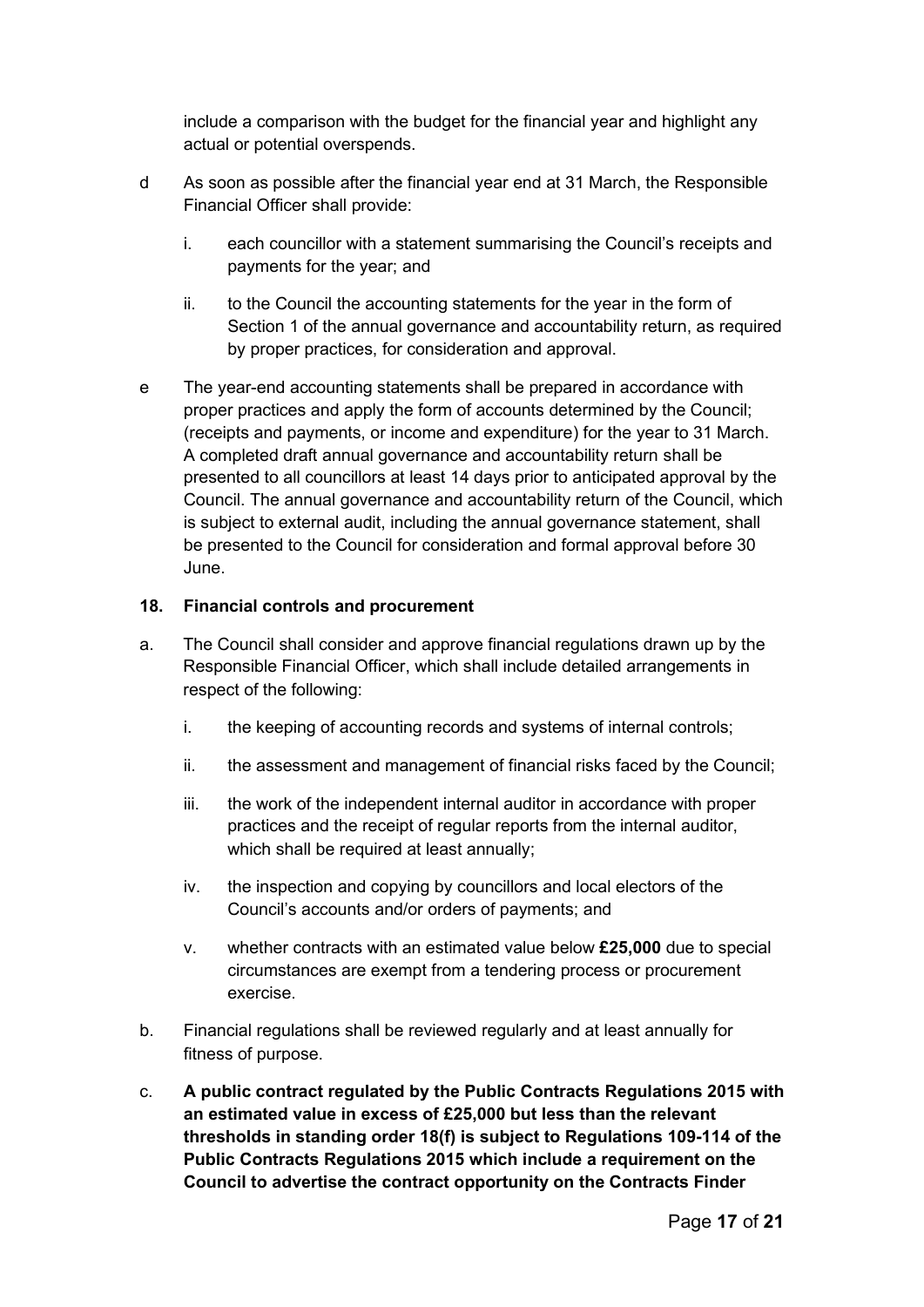include a comparison with the budget for the financial year and highlight any actual or potential overspends.

d As soon as possible after the financial year end at 31 March, the Responsible Financial Officer shall provide:

i. each councillor with a statement summarising the Council's receipts and payments for the year; and

ii. to the Council the accounting statements for the year in the form of Section 1 of the annual governance and accountability return, as required by proper practices, for consideration and approval.

e The year-end accounting statements shall be prepared in accordance with proper practices and apply the form of accounts determined by the Council; (receipts and payments, or income and expenditure) for the year to 31 March. A completed draft annual governance and accountability return shall be presented to all councillors at least 14 days prior to anticipated approval by the Council. The annual governance and accountability return of the Council, which is subject to external audit, including the annual governance statement, shall be presented to the Council for consideration and formal approval before 30 June.

**18. Financial controls and procurement**

a. The Council shall consider and approve financial regulations drawn up by the Responsible Financial Officer, which shall include detailed arrangements in respect of the following:

i. the keeping of accounting records and systems of internal controls;

ii. the assessment and management of financial risks faced by the Council;

iii. the work of the independent internal auditor in accordance with proper practices and the receipt of regular reports from the internal auditor, which shall be required at least annually;

iv. the inspection and copying by councillors and local electors of the Council's accounts and/or orders of payments; and

v. whether contracts with an estimated value below **£25,000** due to special circumstances are exempt from a tendering process or procurement exercise.

b. Financial regulations shall be reviewed regularly and at least annually for fitness of purpose.

c. **A public contract regulated by the Public Contracts Regulations 2015 with an estimated value in excess of £25,000 but less than the relevant thresholds in standing order 18(f) is subject to Regulations 109-114 of the Public Contracts Regulations 2015 which include a requirement on the Council to advertise the contract opportunity on the Contracts Finder**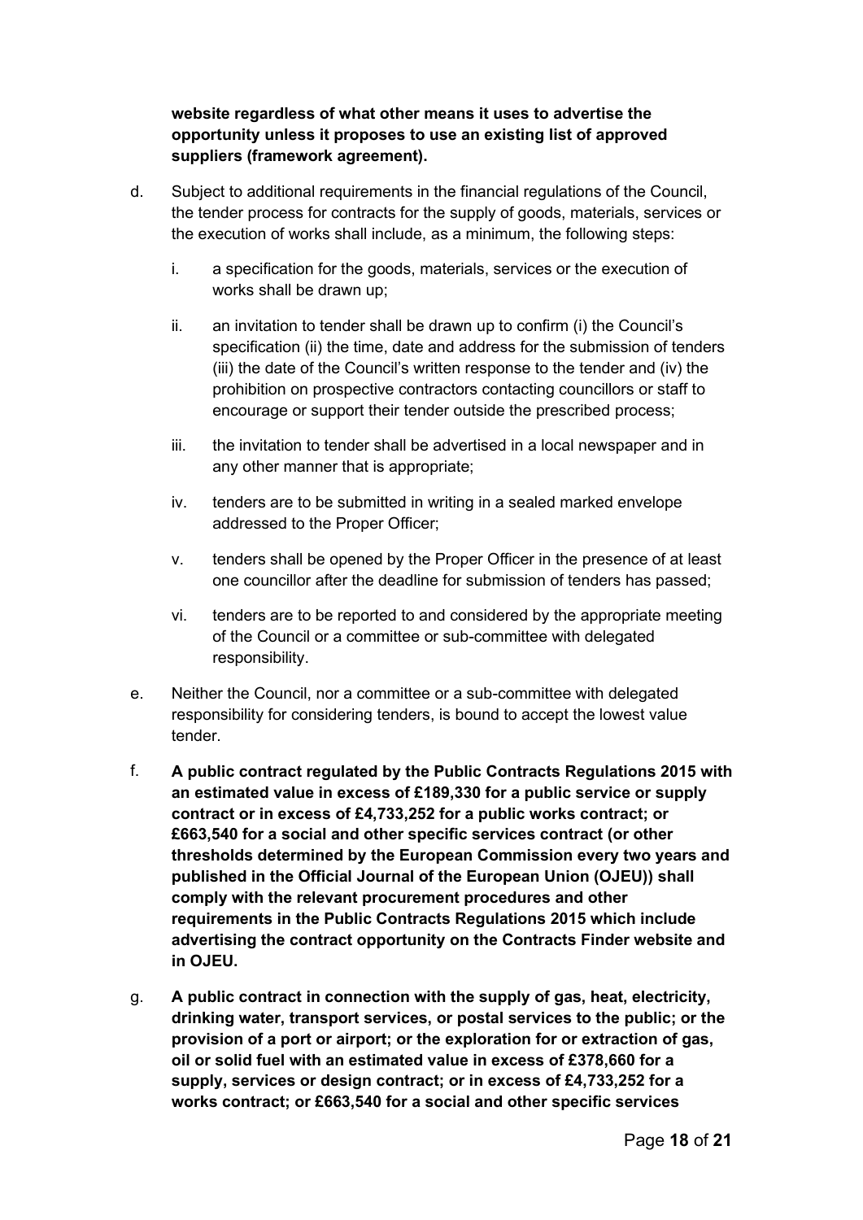**website regardless of what other means it uses to advertise the opportunity unless it proposes to use an existing list of approved suppliers (framework agreement).**

d. Subject to additional requirements in the financial regulations of the Council, the tender process for contracts for the supply of goods, materials, services or the execution of works shall include, as a minimum, the following steps:

    i. a specification for the goods, materials, services or the execution of works shall be drawn up;

    ii. an invitation to tender shall be drawn up to confirm (i) the Council's specification (ii) the time, date and address for the submission of tenders (iii) the date of the Council's written response to the tender and (iv) the prohibition on prospective contractors contacting councillors or staff to encourage or support their tender outside the prescribed process;

    iii. the invitation to tender shall be advertised in a local newspaper and in any other manner that is appropriate;

    iv. tenders are to be submitted in writing in a sealed marked envelope addressed to the Proper Officer;

    v. tenders shall be opened by the Proper Officer in the presence of at least one councillor after the deadline for submission of tenders has passed;

    vi. tenders are to be reported to and considered by the appropriate meeting of the Council or a committee or sub-committee with delegated responsibility.

e. Neither the Council, nor a committee or a sub-committee with delegated responsibility for considering tenders, is bound to accept the lowest value tender.

f. **A public contract regulated by the Public Contracts Regulations 2015 with an estimated value in excess of £189,330 for a public service or supply contract or in excess of £4,733,252 for a public works contract; or £663,540 for a social and other specific services contract (or other thresholds determined by the European Commission every two years and published in the Official Journal of the European Union (OJEU)) shall comply with the relevant procurement procedures and other requirements in the Public Contracts Regulations 2015 which include advertising the contract opportunity on the Contracts Finder website and in OJEU.**

g. **A public contract in connection with the supply of gas, heat, electricity, drinking water, transport services, or postal services to the public; or the provision of a port or airport; or the exploration for or extraction of gas, oil or solid fuel with an estimated value in excess of £378,660 for a supply, services or design contract; or in excess of £4,733,252 for a works contract; or £663,540 for a social and other specific services**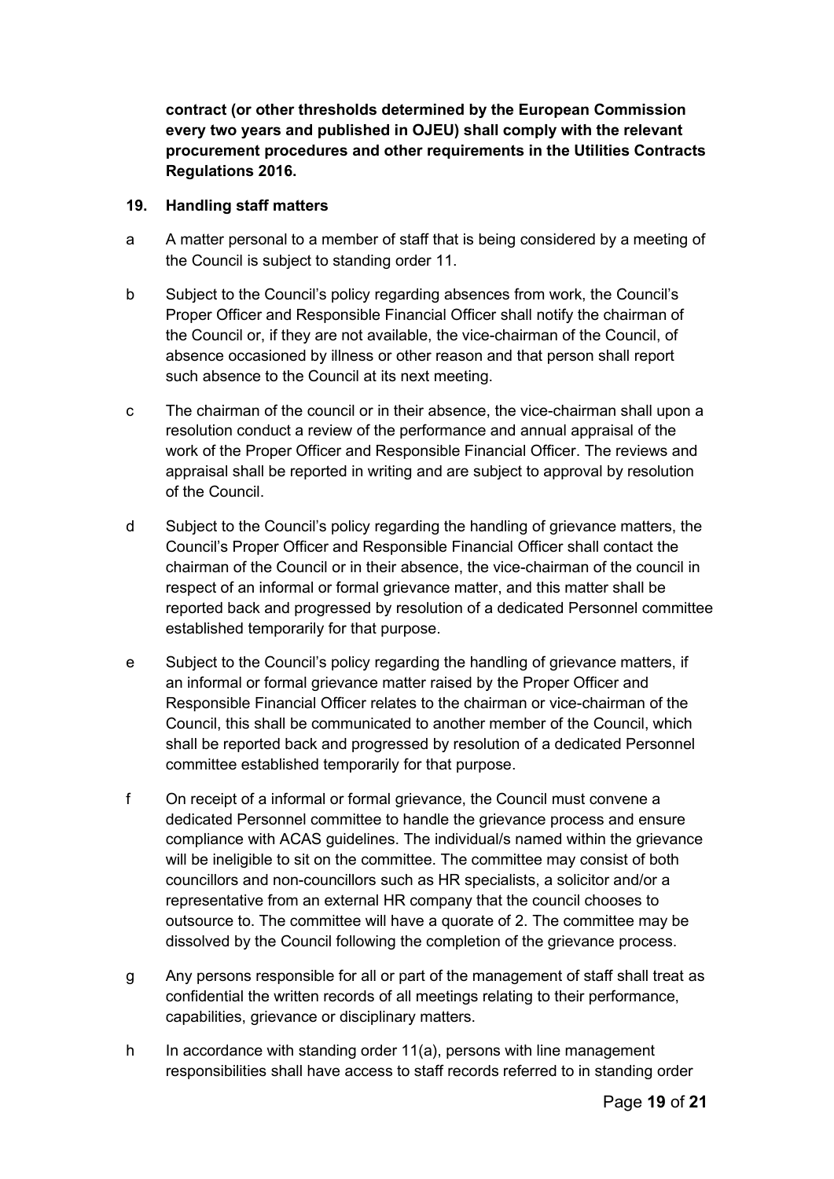**contract (or other thresholds determined by the European Commission every two years and published in OJEU) shall comply with the relevant procurement procedures and other requirements in the Utilities Contracts Regulations 2016.**

## 19. Handling staff matters

a A matter personal to a member of staff that is being considered by a meeting of the Council is subject to standing order 11.

b Subject to the Council's policy regarding absences from work, the Council's Proper Officer and Responsible Financial Officer shall notify the chairman of the Council or, if they are not available, the vice-chairman of the Council, of absence occasioned by illness or other reason and that person shall report such absence to the Council at its next meeting.

c The chairman of the council or in their absence, the vice-chairman shall upon a resolution conduct a review of the performance and annual appraisal of the work of the Proper Officer and Responsible Financial Officer. The reviews and appraisal shall be reported in writing and are subject to approval by resolution of the Council.

d Subject to the Council's policy regarding the handling of grievance matters, the Council's Proper Officer and Responsible Financial Officer shall contact the chairman of the Council or in their absence, the vice-chairman of the council in respect of an informal or formal grievance matter, and this matter shall be reported back and progressed by resolution of a dedicated Personnel committee established temporarily for that purpose.

e Subject to the Council's policy regarding the handling of grievance matters, if an informal or formal grievance matter raised by the Proper Officer and Responsible Financial Officer relates to the chairman or vice-chairman of the Council, this shall be communicated to another member of the Council, which shall be reported back and progressed by resolution of a dedicated Personnel committee established temporarily for that purpose.

f On receipt of a informal or formal grievance, the Council must convene a dedicated Personnel committee to handle the grievance process and ensure compliance with ACAS guidelines. The individual/s named within the grievance will be ineligible to sit on the committee. The committee may consist of both councillors and non-councillors such as HR specialists, a solicitor and/or a representative from an external HR company that the council chooses to outsource to. The committee will have a quorate of 2. The committee may be dissolved by the Council following the completion of the grievance process.

g Any persons responsible for all or part of the management of staff shall treat as confidential the written records of all meetings relating to their performance, capabilities, grievance or disciplinary matters.

h In accordance with standing order 11(a), persons with line management responsibilities shall have access to staff records referred to in standing order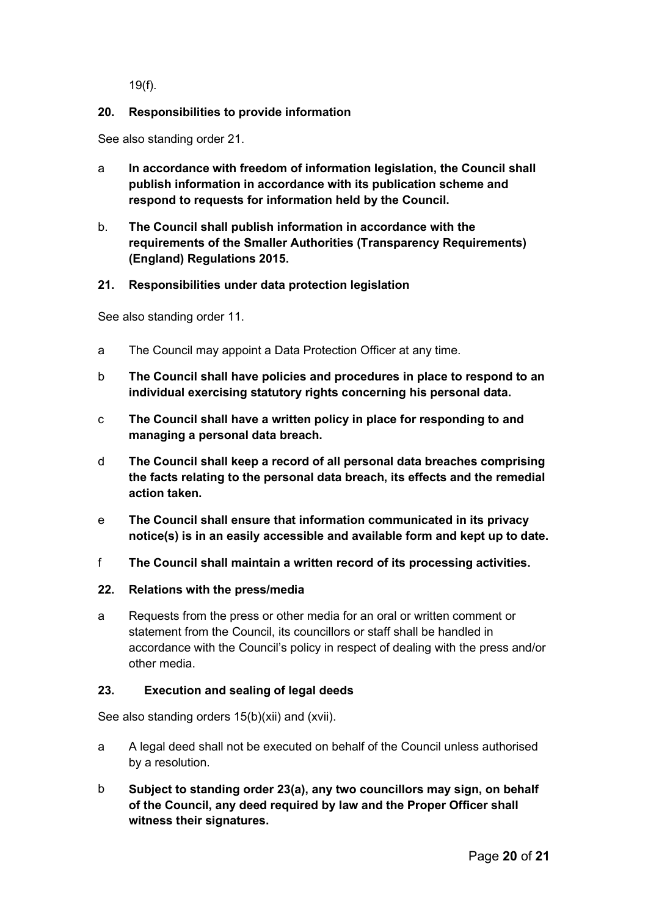19(f).

## 20. Responsibilities to provide information

See also standing order 21.

a **In accordance with freedom of information legislation, the Council shall publish information in accordance with its publication scheme and respond to requests for information held by the Council.**

b. **The Council shall publish information in accordance with the requirements of the Smaller Authorities (Transparency Requirements) (England) Regulations 2015.**

## 21. Responsibilities under data protection legislation

See also standing order 11.

a The Council may appoint a Data Protection Officer at any time.

b **The Council shall have policies and procedures in place to respond to an individual exercising statutory rights concerning his personal data.**

c **The Council shall have a written policy in place for responding to and managing a personal data breach.**

d **The Council shall keep a record of all personal data breaches comprising the facts relating to the personal data breach, its effects and the remedial action taken.**

e **The Council shall ensure that information communicated in its privacy notice(s) is in an easily accessible and available form and kept up to date.**

f **The Council shall maintain a written record of its processing activities.**

## 22. Relations with the press/media

a Requests from the press or other media for an oral or written comment or statement from the Council, its councillors or staff shall be handled in accordance with the Council's policy in respect of dealing with the press and/or other media.

## 23. Execution and sealing of legal deeds

See also standing orders 15(b)(xii) and (xvii).

a A legal deed shall not be executed on behalf of the Council unless authorised by a resolution.

b **Subject to standing order 23(a), any two councillors may sign, on behalf of the Council, any deed required by law and the Proper Officer shall witness their signatures.**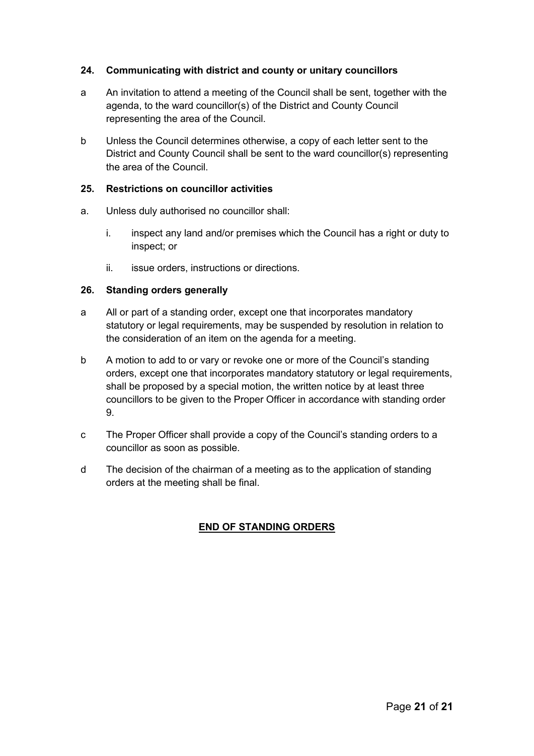## 24. Communicating with district and county or unitary councillors

a An invitation to attend a meeting of the Council shall be sent, together with the agenda, to the ward councillor(s) of the District and County Council representing the area of the Council.

b Unless the Council determines otherwise, a copy of each letter sent to the District and County Council shall be sent to the ward councillor(s) representing the area of the Council.

## 25. Restrictions on councillor activities

a. Unless duly authorised no councillor shall:

   i. inspect any land and/or premises which the Council has a right or duty to inspect; or

   ii. issue orders, instructions or directions.

## 26. Standing orders generally

a All or part of a standing order, except one that incorporates mandatory statutory or legal requirements, may be suspended by resolution in relation to the consideration of an item on the agenda for a meeting.

b A motion to add to or vary or revoke one or more of the Council's standing orders, except one that incorporates mandatory statutory or legal requirements, shall be proposed by a special motion, the written notice by at least three councillors to be given to the Proper Officer in accordance with standing order 9.

c The Proper Officer shall provide a copy of the Council's standing orders to a councillor as soon as possible.

d The decision of the chairman of a meeting as to the application of standing orders at the meeting shall be final.

**END OF STANDING ORDERS**